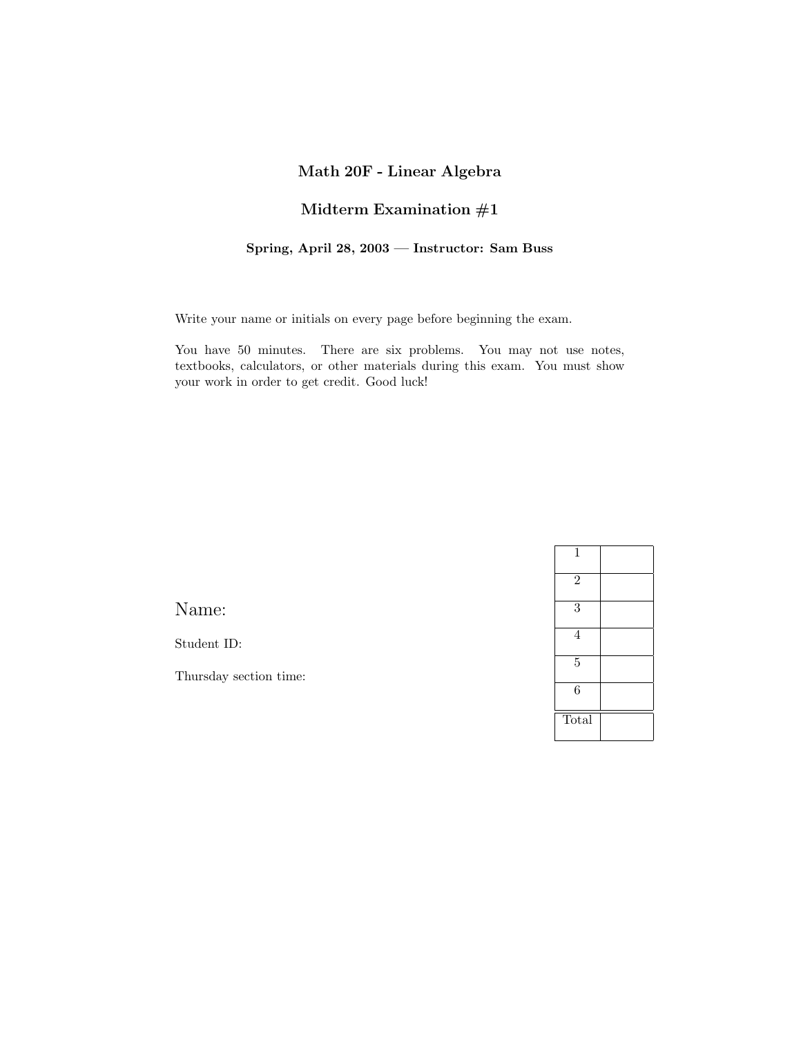# Math 20F - Linear Algebra

## Midterm Examination #1

**Spring, April 28, 2003 — Instructor: Sam Buss**

Write your name or initials on every page before beginning the exam.

You have 50 minutes. There are six problems. You may not use notes, textbooks, calculators, or other materials during this exam. You must show your work in order to get credit. Good luck!

Name:

Student ID:

Thursday section time:

| | |
|---|---|
| 1 | |
| 2 | |
| 3 | |
| 4 | |
| 5 | |
| 6 | |
| Total | |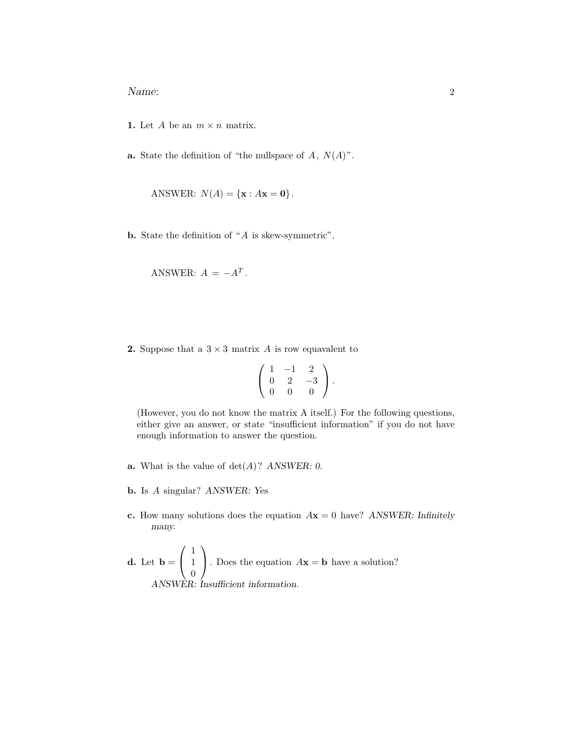Name:

**1.** Let $A$ be an $m \times n$ matrix.

**a.** State the definition of "the nullspace of $A$, $N(A)$".

ANSWER: $N(A) = \{\mathbf{x} : A\mathbf{x} = \mathbf{0}\}$.

**b.** State the definition of "$A$ is skew-symmetric".

ANSWER: $A = -A^T$.

**2.** Suppose that a $3 \times 3$ matrix $A$ is row equavalent to

$$\begin{pmatrix} 1 & -1 & 2 \\ 0 & 2 & -3 \\ 0 & 0 & 0 \end{pmatrix}.$$

(However, you do not know the matrix A itself.) For the following questions, either give an answer, or state "insufficient information" if you do not have enough information to answer the question.

**a.** What is the value of $\det(A)$? *ANSWER: 0.*

**b.** Is $A$ singular? *ANSWER: Yes*

**c.** How many solutions does the equation $A\mathbf{x} = 0$ have? *ANSWER: Infinitely many.*

**d.** Let $\mathbf{b} = \begin{pmatrix} 1 \\ 1 \\ 0 \end{pmatrix}$. Does the equation $A\mathbf{x} = \mathbf{b}$ have a solution?
*ANSWER: Insufficient information.*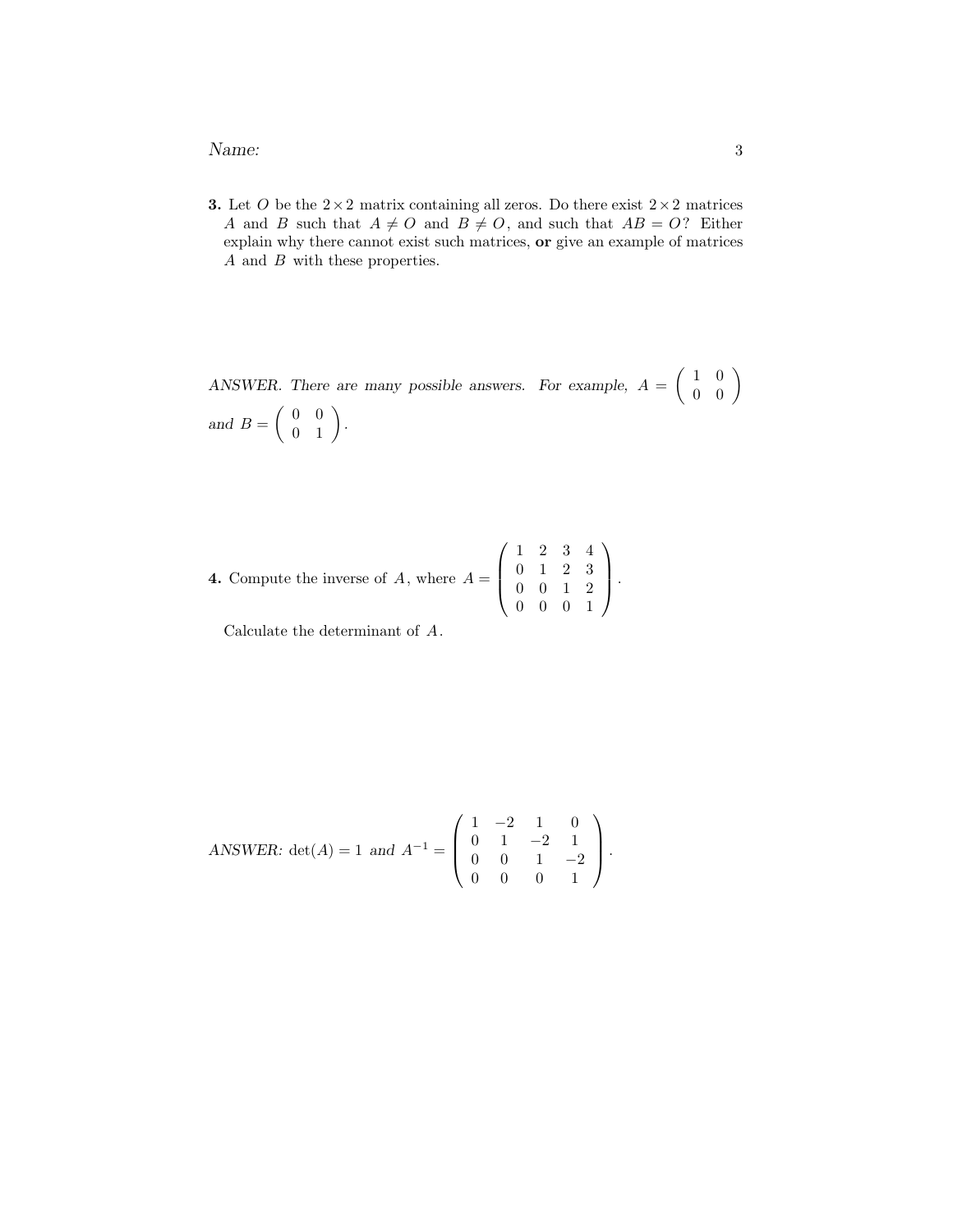**3.** Let $O$ be the $2 \times 2$ matrix containing all zeros. Do there exist $2 \times 2$ matrices $A$ and $B$ such that $A \neq O$ and $B \neq O$, and such that $AB = O$? Either explain why there cannot exist such matrices, **or** give an example of matrices $A$ and $B$ with these properties.

*ANSWER. There are many possible answers. For example,* $A = \begin{pmatrix} 1 & 0 \\ 0 & 0 \end{pmatrix}$ *and* $B = \begin{pmatrix} 0 & 0 \\ 0 & 1 \end{pmatrix}$.

**4.** Compute the inverse of $A$, where $A = \begin{pmatrix} 1 & 2 & 3 & 4 \\ 0 & 1 & 2 & 3 \\ 0 & 0 & 1 & 2 \\ 0 & 0 & 0 & 1 \end{pmatrix}$.

Calculate the determinant of $A$.

*ANSWER:* $\det(A) = 1$ *and* $A^{-1} = \begin{pmatrix} 1 & -2 & 1 & 0 \\ 0 & 1 & -2 & 1 \\ 0 & 0 & 1 & -2 \\ 0 & 0 & 0 & 1 \end{pmatrix}$.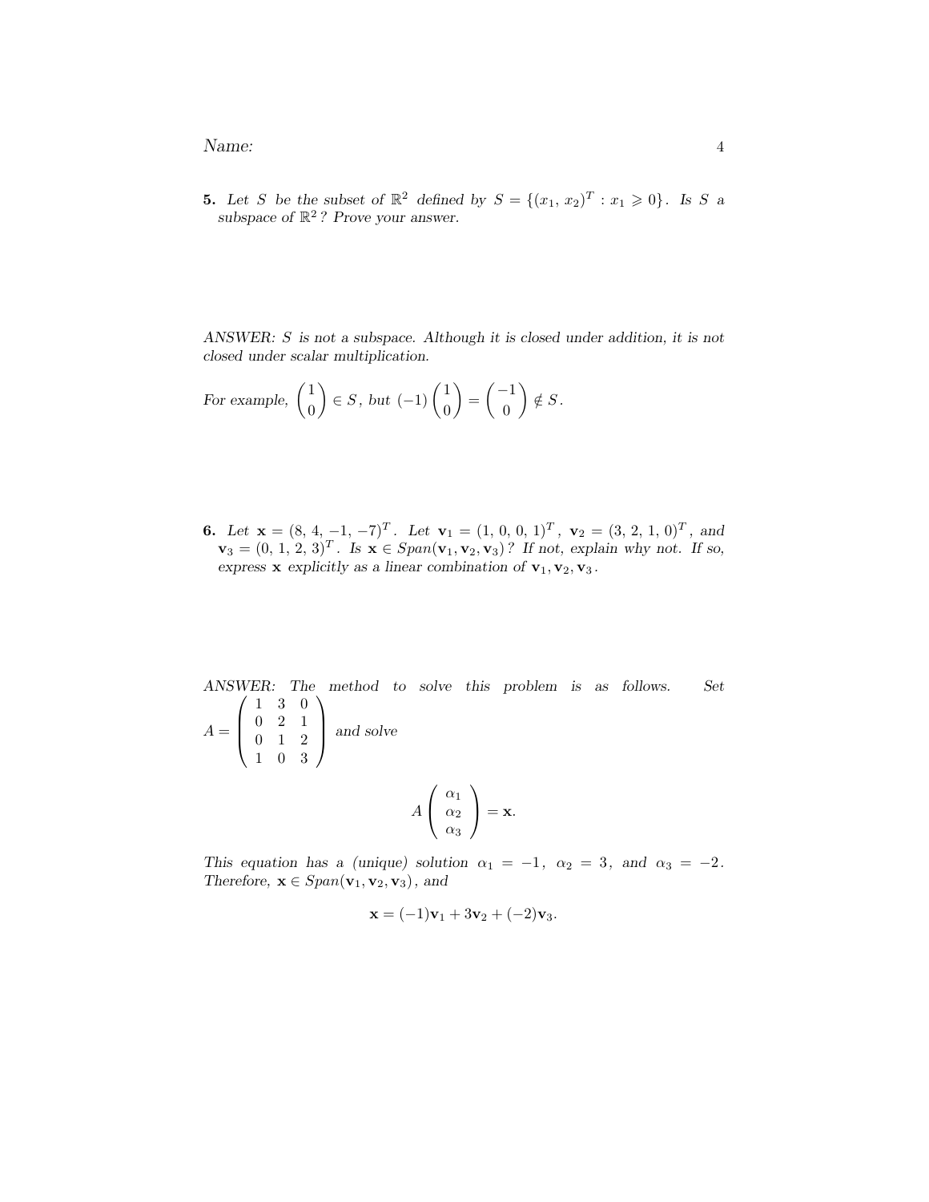Name:

**5.** *Let $S$ be the subset of $\mathbb{R}^2$ defined by $S = \{(x_1, x_2)^T : x_1 \geqslant 0\}$. Is $S$ a subspace of $\mathbb{R}^2$? Prove your answer.*

*ANSWER: $S$ is not a subspace. Although it is closed under addition, it is not closed under scalar multiplication.*

*For example,* $\begin{pmatrix} 1 \\ 0 \end{pmatrix} \in S$, *but* $(-1)\begin{pmatrix} 1 \\ 0 \end{pmatrix} = \begin{pmatrix} -1 \\ 0 \end{pmatrix} \notin S$.

**6.** *Let $\mathbf{x} = (8, 4, -1, -7)^T$. Let $\mathbf{v}_1 = (1, 0, 0, 1)^T$, $\mathbf{v}_2 = (3, 2, 1, 0)^T$, and $\mathbf{v}_3 = (0, 1, 2, 3)^T$. Is $\mathbf{x} \in Span(\mathbf{v}_1, \mathbf{v}_2, \mathbf{v}_3)$? If not, explain why not. If so, express $\mathbf{x}$ explicitly as a linear combination of $\mathbf{v}_1, \mathbf{v}_2, \mathbf{v}_3$.*

*ANSWER: The method to solve this problem is as follows. Set* $A = \begin{pmatrix} 1 & 3 & 0 \\ 0 & 2 & 1 \\ 0 & 1 & 2 \\ 1 & 0 & 3 \end{pmatrix}$ *and solve*

$$A \begin{pmatrix} \alpha_1 \\ \alpha_2 \\ \alpha_3 \end{pmatrix} = \mathbf{x}.$$

*This equation has a (unique) solution $\alpha_1 = -1$, $\alpha_2 = 3$, and $\alpha_3 = -2$. Therefore, $\mathbf{x} \in Span(\mathbf{v}_1, \mathbf{v}_2, \mathbf{v}_3)$, and*

$$\mathbf{x} = (-1)\mathbf{v}_1 + 3\mathbf{v}_2 + (-2)\mathbf{v}_3.$$